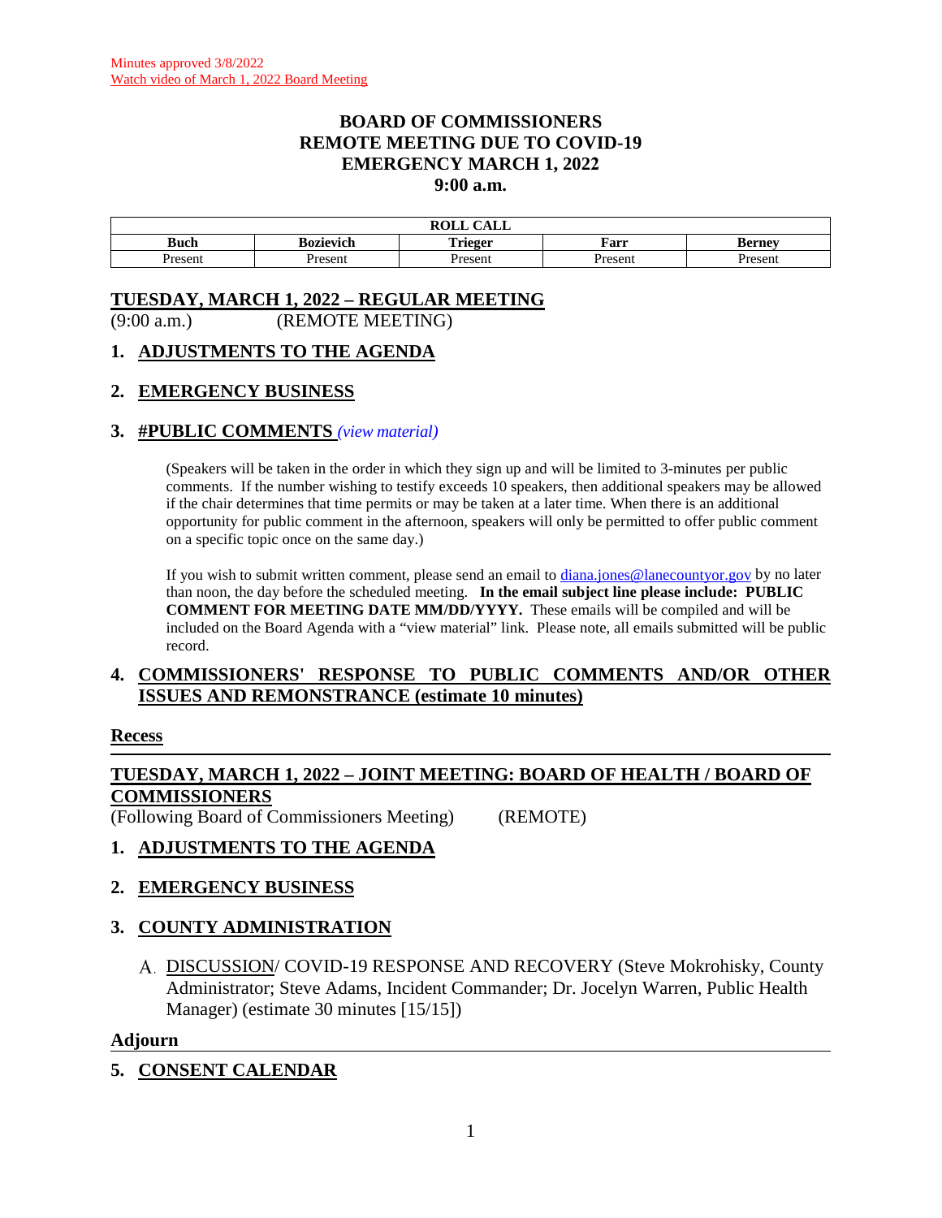Minutes approved 3/8/2022
Watch video of March 1, 2022 Board Meeting

# BOARD OF COMMISSIONERS
# REMOTE MEETING DUE TO COVID-19
# EMERGENCY MARCH 1, 2022
# 9:00 a.m.

| ROLL CALL | | | | |
|---|---|---|---|---|
| **Buch** | **Bozievich** | **Trieger** | **Farr** | **Berney** |
| Present | Present | Present | Present | Present |

## TUESDAY, MARCH 1, 2022 – REGULAR MEETING

(9:00 a.m.) (REMOTE MEETING)

### 1. ADJUSTMENTS TO THE AGENDA

### 2. EMERGENCY BUSINESS

### 3. #PUBLIC COMMENTS *(view material)*

(Speakers will be taken in the order in which they sign up and will be limited to 3-minutes per public comments. If the number wishing to testify exceeds 10 speakers, then additional speakers may be allowed if the chair determines that time permits or may be taken at a later time. When there is an additional opportunity for public comment in the afternoon, speakers will only be permitted to offer public comment on a specific topic once on the same day.)

If you wish to submit written comment, please send an email to diana.jones@lanecountyor.gov by no later than noon, the day before the scheduled meeting. **In the email subject line please include: PUBLIC COMMENT FOR MEETING DATE MM/DD/YYYY.** These emails will be compiled and will be included on the Board Agenda with a "view material" link. Please note, all emails submitted will be public record.

### 4. COMMISSIONERS' RESPONSE TO PUBLIC COMMENTS AND/OR OTHER ISSUES AND REMONSTRANCE (estimate 10 minutes)

**Recess**

---

## TUESDAY, MARCH 1, 2022 – JOINT MEETING: BOARD OF HEALTH / BOARD OF COMMISSIONERS

(Following Board of Commissioners Meeting) (REMOTE)

### 1. ADJUSTMENTS TO THE AGENDA

### 2. EMERGENCY BUSINESS

### 3. COUNTY ADMINISTRATION

A. DISCUSSION/ COVID-19 RESPONSE AND RECOVERY (Steve Mokrohisky, County Administrator; Steve Adams, Incident Commander; Dr. Jocelyn Warren, Public Health Manager) (estimate 30 minutes [15/15])

**Adjourn**

---

### 5. CONSENT CALENDAR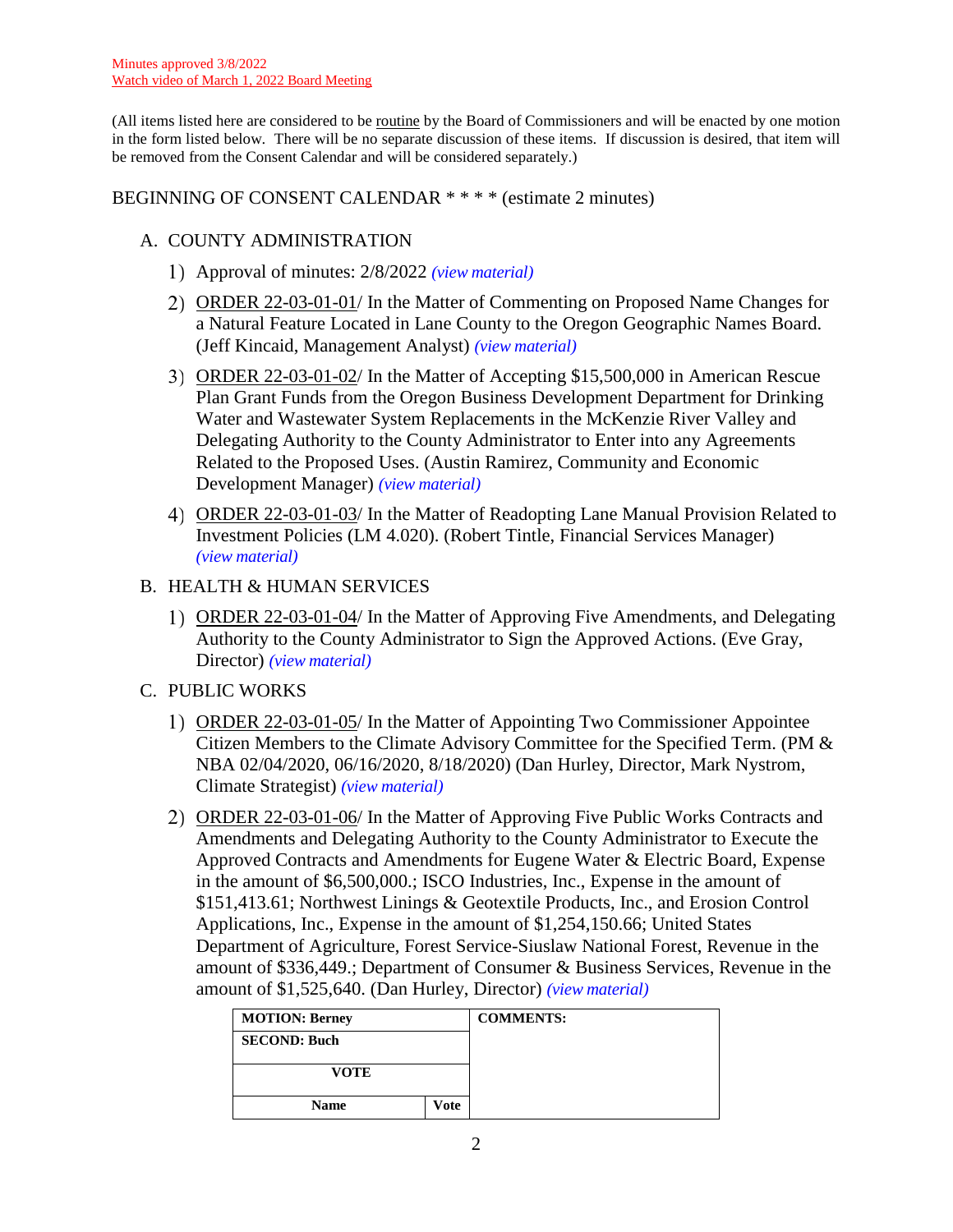Minutes approved 3/8/2022
Watch video of March 1, 2022 Board Meeting

(All items listed here are considered to be routine by the Board of Commissioners and will be enacted by one motion in the form listed below. There will be no separate discussion of these items. If discussion is desired, that item will be removed from the Consent Calendar and will be considered separately.)

BEGINNING OF CONSENT CALENDAR * * * * (estimate 2 minutes)

A. COUNTY ADMINISTRATION

1) Approval of minutes: 2/8/2022 *(view material)*

2) ORDER 22-03-01-01/ In the Matter of Commenting on Proposed Name Changes for a Natural Feature Located in Lane County to the Oregon Geographic Names Board. (Jeff Kincaid, Management Analyst) *(view material)*

3) ORDER 22-03-01-02/ In the Matter of Accepting $15,500,000 in American Rescue Plan Grant Funds from the Oregon Business Development Department for Drinking Water and Wastewater System Replacements in the McKenzie River Valley and Delegating Authority to the County Administrator to Enter into any Agreements Related to the Proposed Uses. (Austin Ramirez, Community and Economic Development Manager) *(view material)*

4) ORDER 22-03-01-03/ In the Matter of Readopting Lane Manual Provision Related to Investment Policies (LM 4.020). (Robert Tintle, Financial Services Manager) *(view material)*

B. HEALTH & HUMAN SERVICES

1) ORDER 22-03-01-04/ In the Matter of Approving Five Amendments, and Delegating Authority to the County Administrator to Sign the Approved Actions. (Eve Gray, Director) *(view material)*

C. PUBLIC WORKS

1) ORDER 22-03-01-05/ In the Matter of Appointing Two Commissioner Appointee Citizen Members to the Climate Advisory Committee for the Specified Term. (PM & NBA 02/04/2020, 06/16/2020, 8/18/2020) (Dan Hurley, Director, Mark Nystrom, Climate Strategist) *(view material)*

2) ORDER 22-03-01-06/ In the Matter of Approving Five Public Works Contracts and Amendments and Delegating Authority to the County Administrator to Execute the Approved Contracts and Amendments for Eugene Water & Electric Board, Expense in the amount of $6,500,000.; ISCO Industries, Inc., Expense in the amount of $151,413.61; Northwest Linings & Geotextile Products, Inc., and Erosion Control Applications, Inc., Expense in the amount of $1,254,150.66; United States Department of Agriculture, Forest Service-Siuslaw National Forest, Revenue in the amount of $336,449.; Department of Consumer & Business Services, Revenue in the amount of $1,525,640. (Dan Hurley, Director) *(view material)*

| **MOTION: Berney** | | **COMMENTS:** |
|---|---|---|
| **SECOND: Buch** | | |
| **VOTE** | | |
| **Name** | **Vote** | |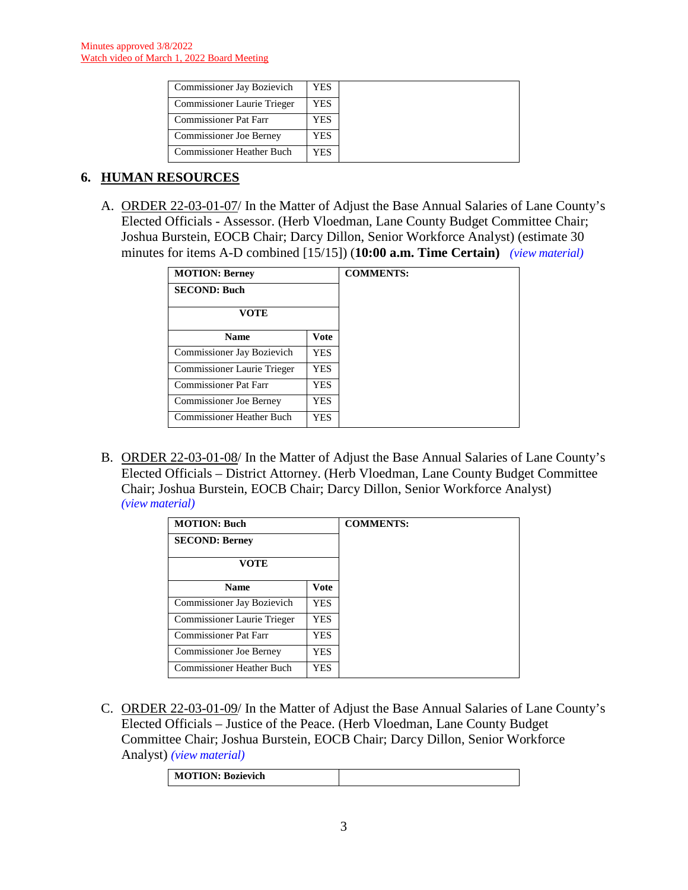Minutes approved 3/8/2022
Watch video of March 1, 2022 Board Meeting

| | | |
|---|---|---|
| Commissioner Jay Bozievich | YES | |
| Commissioner Laurie Trieger | YES | |
| Commissioner Pat Farr | YES | |
| Commissioner Joe Berney | YES | |
| Commissioner Heather Buch | YES | |

## 6. HUMAN RESOURCES

A. ORDER 22-03-01-07/ In the Matter of Adjust the Base Annual Salaries of Lane County's Elected Officials - Assessor. (Herb Vloedman, Lane County Budget Committee Chair; Joshua Burstein, EOCB Chair; Darcy Dillon, Senior Workforce Analyst) (estimate 30 minutes for items A-D combined [15/15]) (**10:00 a.m. Time Certain**) *(view material)*

| **MOTION: Berney** | | **COMMENTS:** |
|---|---|---|
| **SECOND: Buch** | | |
| **VOTE** | | |
| **Name** | **Vote** | |
| Commissioner Jay Bozievich | YES | |
| Commissioner Laurie Trieger | YES | |
| Commissioner Pat Farr | YES | |
| Commissioner Joe Berney | YES | |
| Commissioner Heather Buch | YES | |

B. ORDER 22-03-01-08/ In the Matter of Adjust the Base Annual Salaries of Lane County's Elected Officials – District Attorney. (Herb Vloedman, Lane County Budget Committee Chair; Joshua Burstein, EOCB Chair; Darcy Dillon, Senior Workforce Analyst) *(view material)*

| **MOTION: Buch** | | **COMMENTS:** |
|---|---|---|
| **SECOND: Berney** | | |
| **VOTE** | | |
| **Name** | **Vote** | |
| Commissioner Jay Bozievich | YES | |
| Commissioner Laurie Trieger | YES | |
| Commissioner Pat Farr | YES | |
| Commissioner Joe Berney | YES | |
| Commissioner Heather Buch | YES | |

C. ORDER 22-03-01-09/ In the Matter of Adjust the Base Annual Salaries of Lane County's Elected Officials – Justice of the Peace. (Herb Vloedman, Lane County Budget Committee Chair; Joshua Burstein, EOCB Chair; Darcy Dillon, Senior Workforce Analyst) *(view material)*

| **MOTION: Bozievich** | |
|---|---|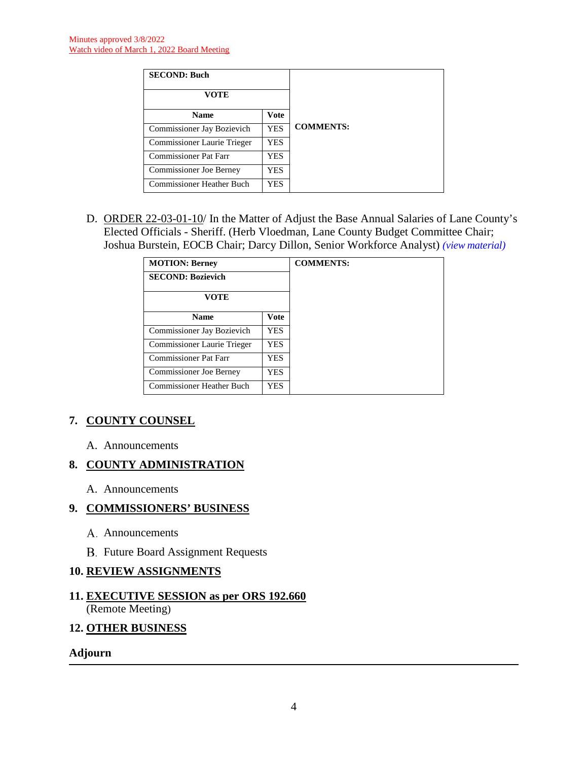Minutes approved 3/8/2022
Watch video of March 1, 2022 Board Meeting

| SECOND: Buch | | COMMENTS: |
|---|---|---|
| **VOTE** | | |
| **Name** | **Vote** | |
| Commissioner Jay Bozievich | YES | |
| Commissioner Laurie Trieger | YES | |
| Commissioner Pat Farr | YES | |
| Commissioner Joe Berney | YES | |
| Commissioner Heather Buch | YES | |

D. ORDER 22-03-01-10/ In the Matter of Adjust the Base Annual Salaries of Lane County's Elected Officials - Sheriff. (Herb Vloedman, Lane County Budget Committee Chair; Joshua Burstein, EOCB Chair; Darcy Dillon, Senior Workforce Analyst) *(view material)*

| MOTION: Berney | | COMMENTS: |
|---|---|---|
| **SECOND: Bozievich** | | |
| **VOTE** | | |
| **Name** | **Vote** | |
| Commissioner Jay Bozievich | YES | |
| Commissioner Laurie Trieger | YES | |
| Commissioner Pat Farr | YES | |
| Commissioner Joe Berney | YES | |
| Commissioner Heather Buch | YES | |

## 7. COUNTY COUNSEL

A. Announcements

## 8. COUNTY ADMINISTRATION

A. Announcements

## 9. COMMISSIONERS' BUSINESS

A. Announcements

B. Future Board Assignment Requests

## 10. REVIEW ASSIGNMENTS

## 11. EXECUTIVE SESSION as per ORS 192.660

(Remote Meeting)

## 12. OTHER BUSINESS

## Adjourn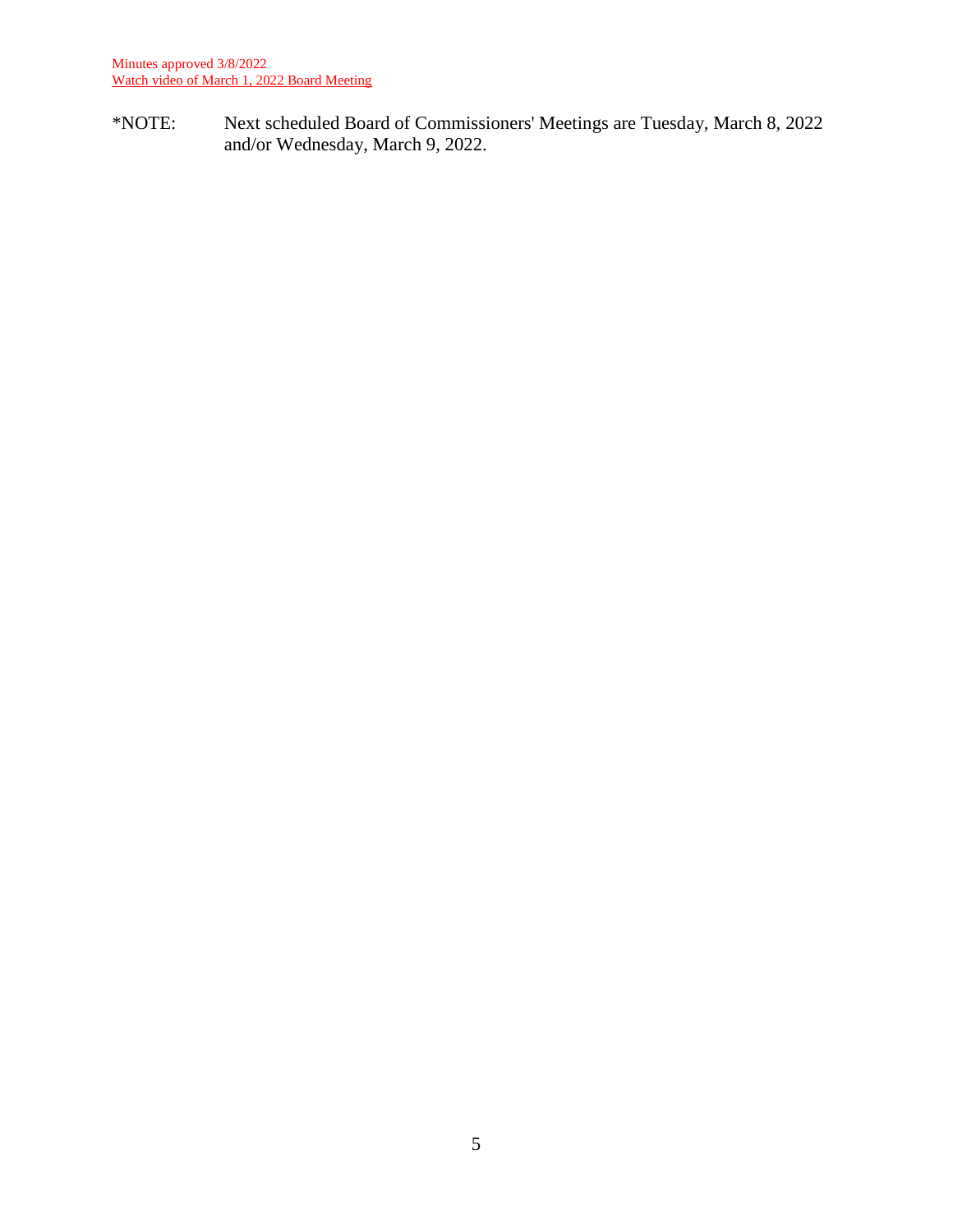Minutes approved 3/8/2022
Watch video of March 1, 2022 Board Meeting

*NOTE: Next scheduled Board of Commissioners' Meetings are Tuesday, March 8, 2022 and/or Wednesday, March 9, 2022.